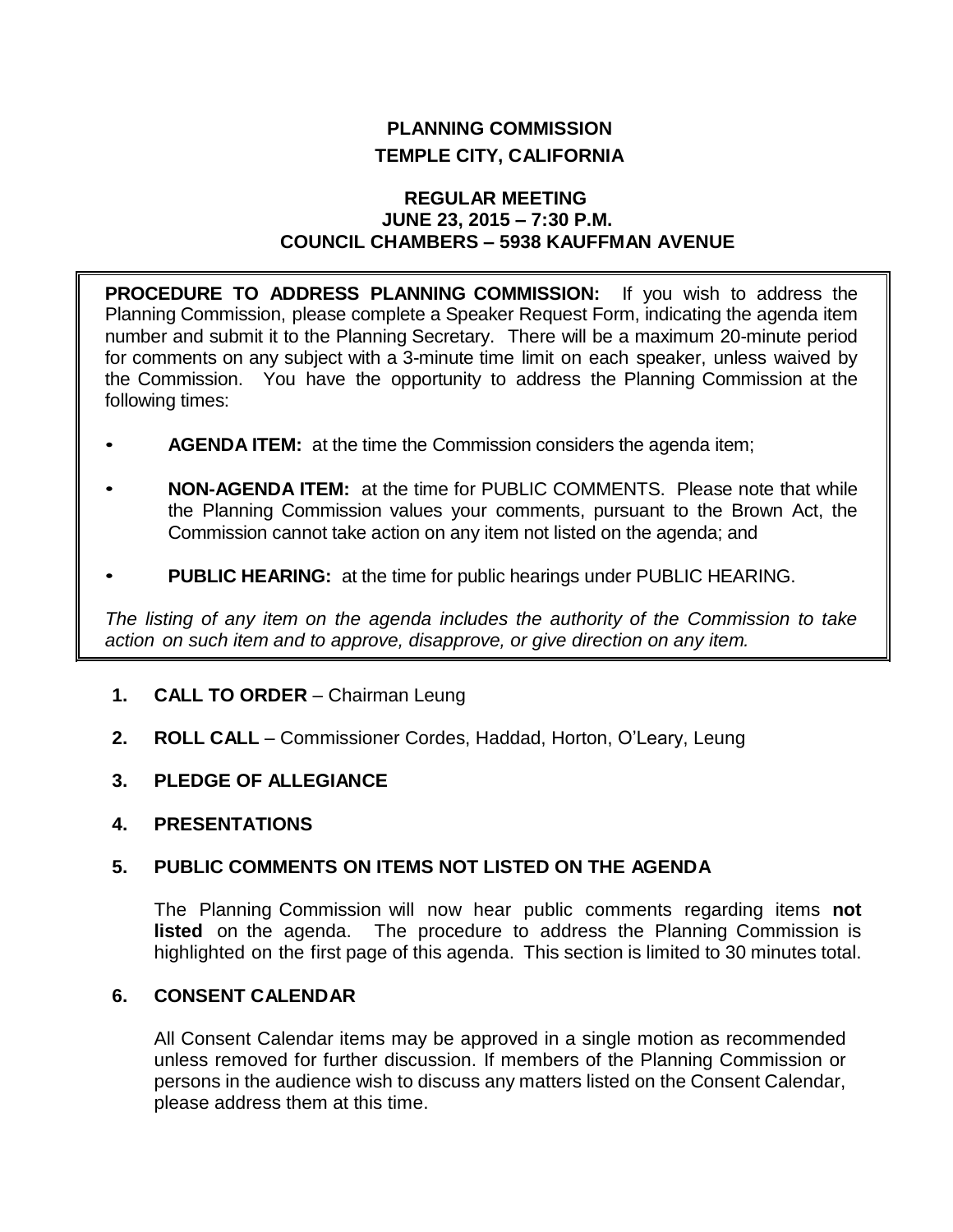# PLANNING COMMISSION
# TEMPLE CITY, CALIFORNIA

## REGULAR MEETING
## JUNE 23, 2015 – 7:30 P.M.
## COUNCIL CHAMBERS – 5938 KAUFFMAN AVENUE

**PROCEDURE TO ADDRESS PLANNING COMMISSION:** If you wish to address the Planning Commission, please complete a Speaker Request Form, indicating the agenda item number and submit it to the Planning Secretary. There will be a maximum 20-minute period for comments on any subject with a 3-minute time limit on each speaker, unless waived by the Commission. You have the opportunity to address the Planning Commission at the following times:

- **AGENDA ITEM:** at the time the Commission considers the agenda item;
- **NON-AGENDA ITEM:** at the time for PUBLIC COMMENTS. Please note that while the Planning Commission values your comments, pursuant to the Brown Act, the Commission cannot take action on any item not listed on the agenda; and
- **PUBLIC HEARING:** at the time for public hearings under PUBLIC HEARING.

*The listing of any item on the agenda includes the authority of the Commission to take action on such item and to approve, disapprove, or give direction on any item.*

**1. CALL TO ORDER** – Chairman Leung

**2. ROLL CALL** – Commissioner Cordes, Haddad, Horton, O'Leary, Leung

**3. PLEDGE OF ALLEGIANCE**

**4. PRESENTATIONS**

**5. PUBLIC COMMENTS ON ITEMS NOT LISTED ON THE AGENDA**

The Planning Commission will now hear public comments regarding items **not listed** on the agenda. The procedure to address the Planning Commission is highlighted on the first page of this agenda. This section is limited to 30 minutes total.

**6. CONSENT CALENDAR**

All Consent Calendar items may be approved in a single motion as recommended unless removed for further discussion. If members of the Planning Commission or persons in the audience wish to discuss any matters listed on the Consent Calendar, please address them at this time.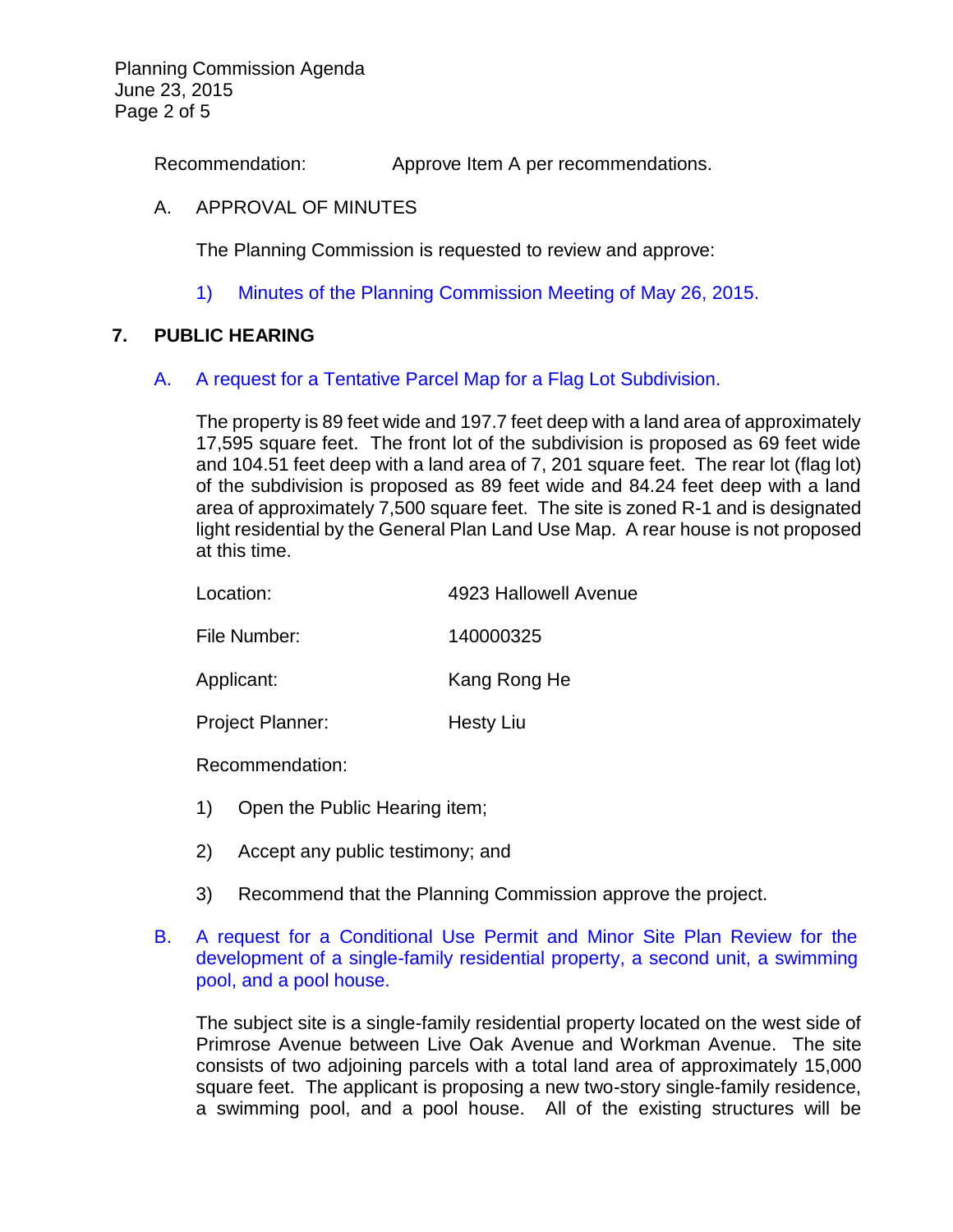Recommendation: Approve Item A per recommendations.

A. APPROVAL OF MINUTES

The Planning Commission is requested to review and approve:

1) Minutes of the Planning Commission Meeting of May 26, 2015.

## 7. PUBLIC HEARING

A. A request for a Tentative Parcel Map for a Flag Lot Subdivision.

The property is 89 feet wide and 197.7 feet deep with a land area of approximately 17,595 square feet. The front lot of the subdivision is proposed as 69 feet wide and 104.51 feet deep with a land area of 7, 201 square feet. The rear lot (flag lot) of the subdivision is proposed as 89 feet wide and 84.24 feet deep with a land area of approximately 7,500 square feet. The site is zoned R-1 and is designated light residential by the General Plan Land Use Map. A rear house is not proposed at this time.

Location: 4923 Hallowell Avenue

File Number: 140000325

Applicant: Kang Rong He

Project Planner: Hesty Liu

Recommendation:

1) Open the Public Hearing item;

2) Accept any public testimony; and

3) Recommend that the Planning Commission approve the project.

B. A request for a Conditional Use Permit and Minor Site Plan Review for the development of a single-family residential property, a second unit, a swimming pool, and a pool house.

The subject site is a single-family residential property located on the west side of Primrose Avenue between Live Oak Avenue and Workman Avenue. The site consists of two adjoining parcels with a total land area of approximately 15,000 square feet. The applicant is proposing a new two-story single-family residence, a swimming pool, and a pool house. All of the existing structures will be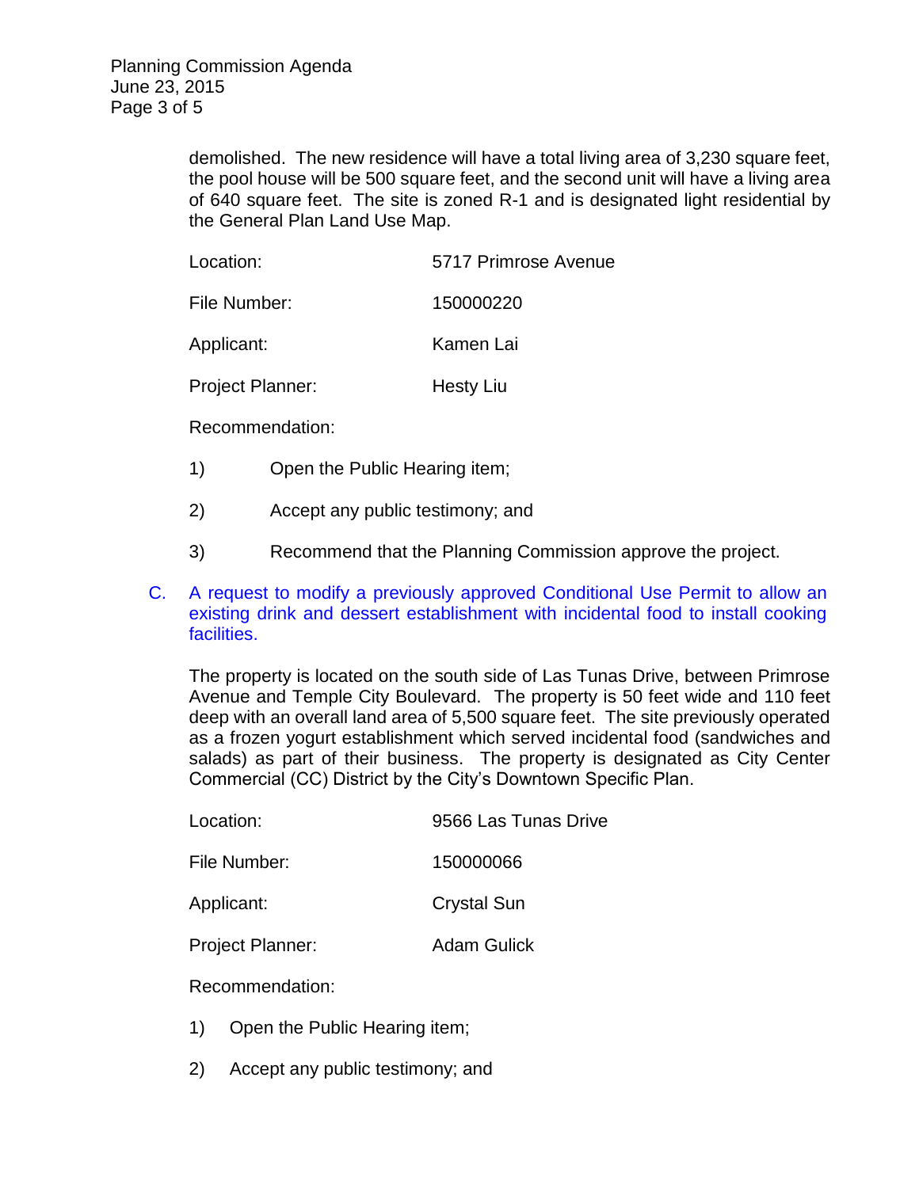demolished. The new residence will have a total living area of 3,230 square feet, the pool house will be 500 square feet, and the second unit will have a living area of 640 square feet. The site is zoned R-1 and is designated light residential by the General Plan Land Use Map.

Location: 5717 Primrose Avenue

File Number: 150000220

Applicant: Kamen Lai

Project Planner: Hesty Liu

Recommendation:

1) Open the Public Hearing item;

2) Accept any public testimony; and

3) Recommend that the Planning Commission approve the project.

C. A request to modify a previously approved Conditional Use Permit to allow an existing drink and dessert establishment with incidental food to install cooking facilities.

The property is located on the south side of Las Tunas Drive, between Primrose Avenue and Temple City Boulevard. The property is 50 feet wide and 110 feet deep with an overall land area of 5,500 square feet. The site previously operated as a frozen yogurt establishment which served incidental food (sandwiches and salads) as part of their business. The property is designated as City Center Commercial (CC) District by the City's Downtown Specific Plan.

Location: 9566 Las Tunas Drive

File Number: 150000066

Applicant: Crystal Sun

Project Planner: Adam Gulick

Recommendation:

1) Open the Public Hearing item;

2) Accept any public testimony; and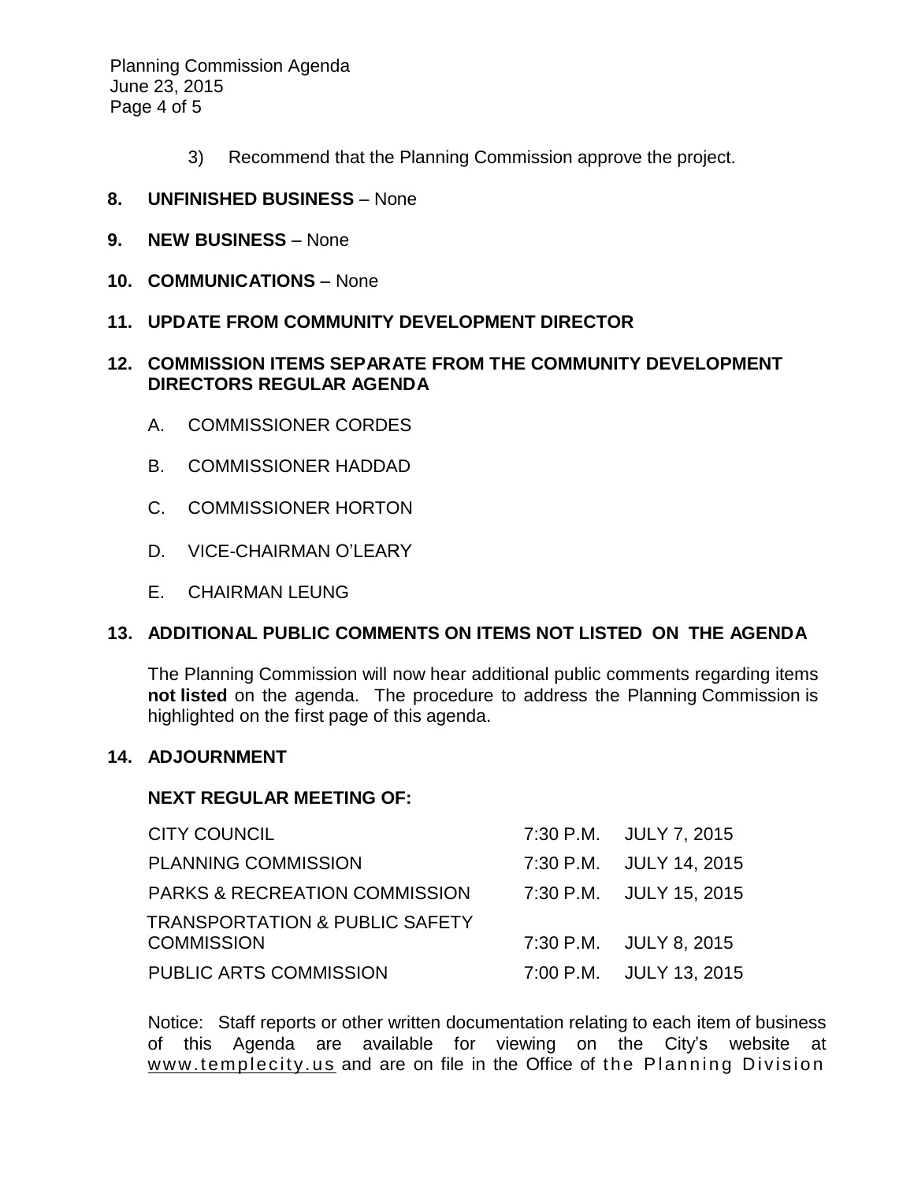3) Recommend that the Planning Commission approve the project.

**8. UNFINISHED BUSINESS** – None

**9. NEW BUSINESS** – None

**10. COMMUNICATIONS** – None

**11. UPDATE FROM COMMUNITY DEVELOPMENT DIRECTOR**

**12. COMMISSION ITEMS SEPARATE FROM THE COMMUNITY DEVELOPMENT DIRECTORS REGULAR AGENDA**

A. COMMISSIONER CORDES

B. COMMISSIONER HADDAD

C. COMMISSIONER HORTON

D. VICE-CHAIRMAN O'LEARY

E. CHAIRMAN LEUNG

**13. ADDITIONAL PUBLIC COMMENTS ON ITEMS NOT LISTED ON THE AGENDA**

The Planning Commission will now hear additional public comments regarding items **not listed** on the agenda. The procedure to address the Planning Commission is highlighted on the first page of this agenda.

**14. ADJOURNMENT**

**NEXT REGULAR MEETING OF:**

| | | |
|---|---|---|
| CITY COUNCIL | 7:30 P.M. | JULY 7, 2015 |
| PLANNING COMMISSION | 7:30 P.M. | JULY 14, 2015 |
| PARKS & RECREATION COMMISSION | 7:30 P.M. | JULY 15, 2015 |
| TRANSPORTATION & PUBLIC SAFETY COMMISSION | 7:30 P.M. | JULY 8, 2015 |
| PUBLIC ARTS COMMISSION | 7:00 P.M. | JULY 13, 2015 |

Notice: Staff reports or other written documentation relating to each item of business of this Agenda are available for viewing on the City's website at www.templecity.us and are on file in the Office of the Planning Division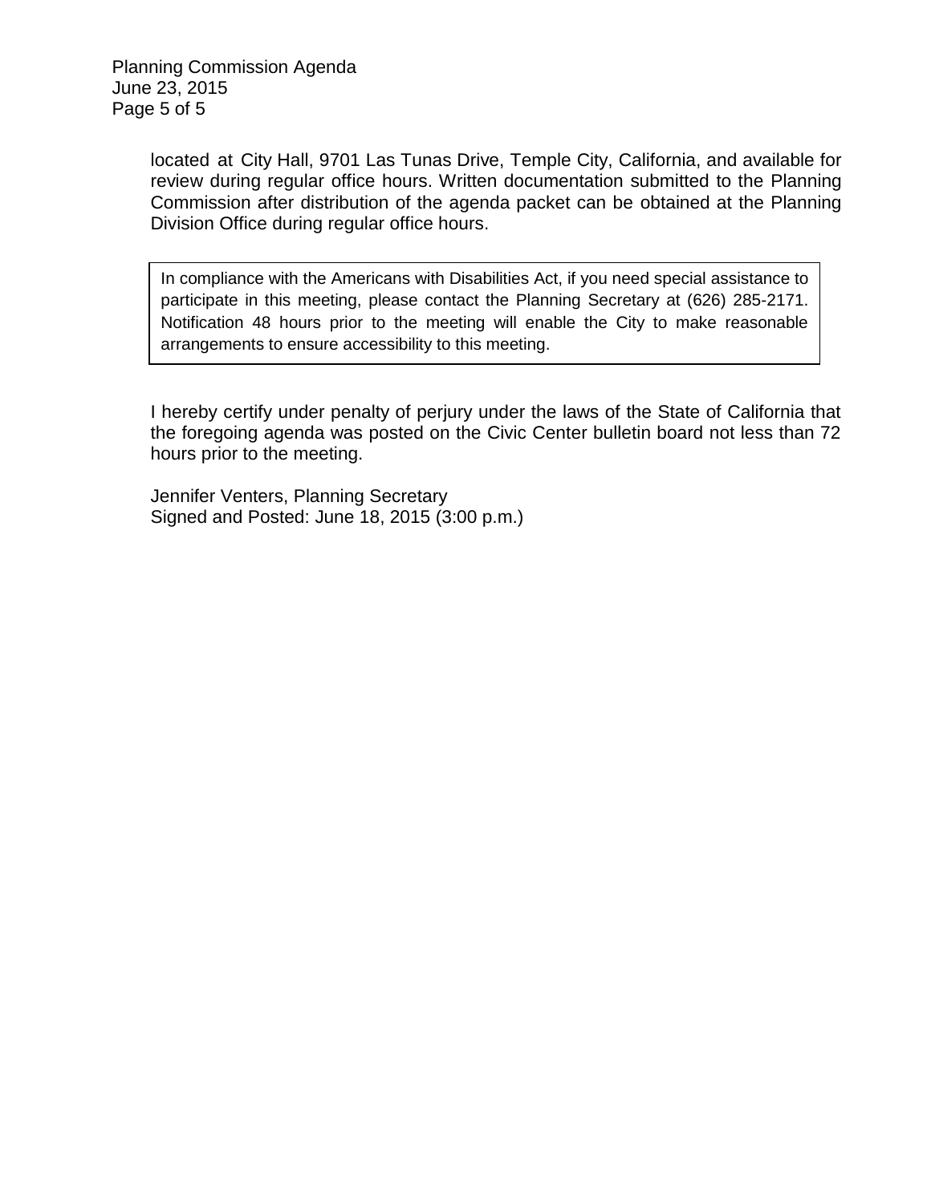located at City Hall, 9701 Las Tunas Drive, Temple City, California, and available for review during regular office hours. Written documentation submitted to the Planning Commission after distribution of the agenda packet can be obtained at the Planning Division Office during regular office hours.

> In compliance with the Americans with Disabilities Act, if you need special assistance to participate in this meeting, please contact the Planning Secretary at (626) 285-2171. Notification 48 hours prior to the meeting will enable the City to make reasonable arrangements to ensure accessibility to this meeting.

I hereby certify under penalty of perjury under the laws of the State of California that the foregoing agenda was posted on the Civic Center bulletin board not less than 72 hours prior to the meeting.

Jennifer Venters, Planning Secretary
Signed and Posted: June 18, 2015 (3:00 p.m.)